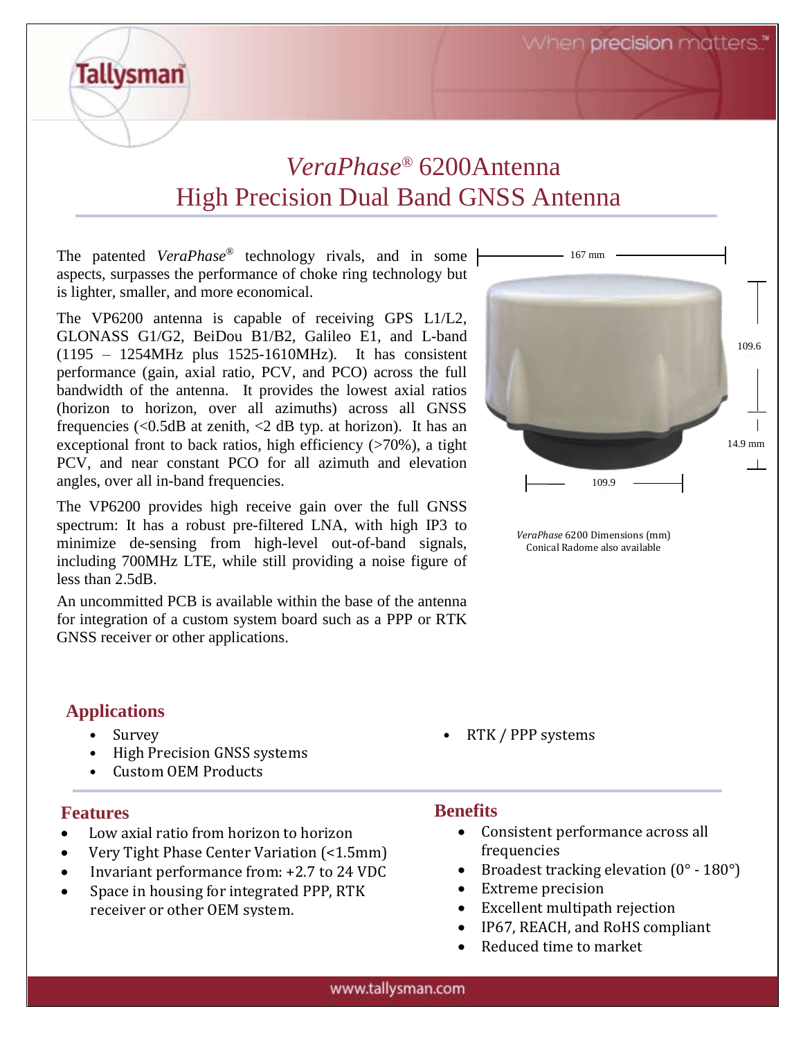# *VeraPhase®* 6200Antenna
# High Precision Dual Band GNSS Antenna

The patented *VeraPhase®* technology rivals, and in some aspects, surpasses the performance of choke ring technology but is lighter, smaller, and more economical.

The VP6200 antenna is capable of receiving GPS L1/L2, GLONASS G1/G2, BeiDou B1/B2, Galileo E1, and L-band (1195 – 1254MHz plus 1525-1610MHz). It has consistent performance (gain, axial ratio, PCV, and PCO) across the full bandwidth of the antenna. It provides the lowest axial ratios (horizon to horizon, over all azimuths) across all GNSS frequencies (<0.5dB at zenith, <2 dB typ. at horizon). It has an exceptional front to back ratios, high efficiency (>70%), a tight PCV, and near constant PCO for all azimuth and elevation angles, over all in-band frequencies.

The VP6200 provides high receive gain over the full GNSS spectrum: It has a robust pre-filtered LNA, with high IP3 to minimize de-sensing from high-level out-of-band signals, including 700MHz LTE, while still providing a noise figure of less than 2.5dB.

An uncommitted PCB is available within the base of the antenna for integration of a custom system board such as a PPP or RTK GNSS receiver or other applications.

167 mm

109.6

14.9 mm

109.9

*VeraPhase* 6200 Dimensions (mm)
Conical Radome also available

## Applications

- Survey
- High Precision GNSS systems
- Custom OEM Products
- RTK / PPP systems

## Features

- Low axial ratio from horizon to horizon
- Very Tight Phase Center Variation (<1.5mm)
- Invariant performance from: +2.7 to 24 VDC
- Space in housing for integrated PPP, RTK receiver or other OEM system.

## Benefits

- Consistent performance across all frequencies
- Broadest tracking elevation (0° - 180°)
- Extreme precision
- Excellent multipath rejection
- IP67, REACH, and RoHS compliant
- Reduced time to market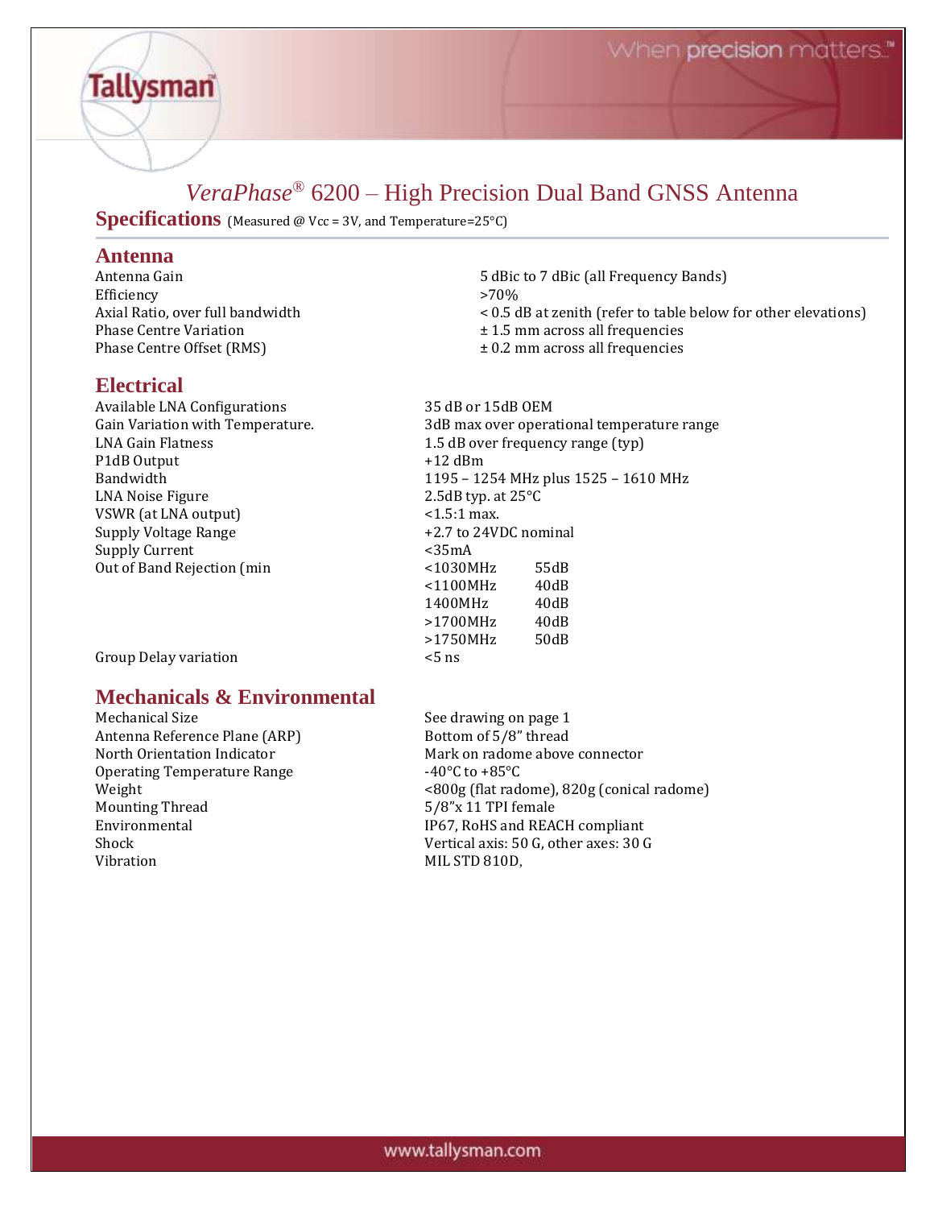# *VeraPhase®* 6200 – High Precision Dual Band GNSS Antenna

## Specifications (Measured @ Vcc = 3V, and Temperature=25°C)

### Antenna

| | |
|---|---|
| Antenna Gain | 5 dBic to 7 dBic (all Frequency Bands) |
| Efficiency | >70% |
| Axial Ratio, over full bandwidth | < 0.5 dB at zenith (refer to table below for other elevations) |
| Phase Centre Variation | ± 1.5 mm across all frequencies |
| Phase Centre Offset (RMS) | ± 0.2 mm across all frequencies |

### Electrical

| | | |
|---|---|---|
| Available LNA Configurations | 35 dB or 15dB OEM | |
| Gain Variation with Temperature. | 3dB max over operational temperature range | |
| LNA Gain Flatness | 1.5 dB over frequency range (typ) | |
| P1dB Output | +12 dBm | |
| Bandwidth | 1195 – 1254 MHz plus 1525 – 1610 MHz | |
| LNA Noise Figure | 2.5dB typ. at 25°C | |
| VSWR (at LNA output) | <1.5:1 max. | |
| Supply Voltage Range | +2.7 to 24VDC nominal | |
| Supply Current | <35mA | |
| Out of Band Rejection (min | <1030MHz | 55dB |
| | <1100MHz | 40dB |
| | 1400MHz | 40dB |
| | >1700MHz | 40dB |
| | >1750MHz | 50dB |
| Group Delay variation | <5 ns | |

### Mechanicals & Environmental

| | |
|---|---|
| Mechanical Size | See drawing on page 1 |
| Antenna Reference Plane (ARP) | Bottom of 5/8" thread |
| North Orientation Indicator | Mark on radome above connector |
| Operating Temperature Range | -40°C to +85°C |
| Weight | <800g (flat radome), 820g (conical radome) |
| Mounting Thread | 5/8"x 11 TPI female |
| Environmental | IP67, RoHS and REACH compliant |
| Shock | Vertical axis: 50 G, other axes: 30 G |
| Vibration | MIL STD 810D, |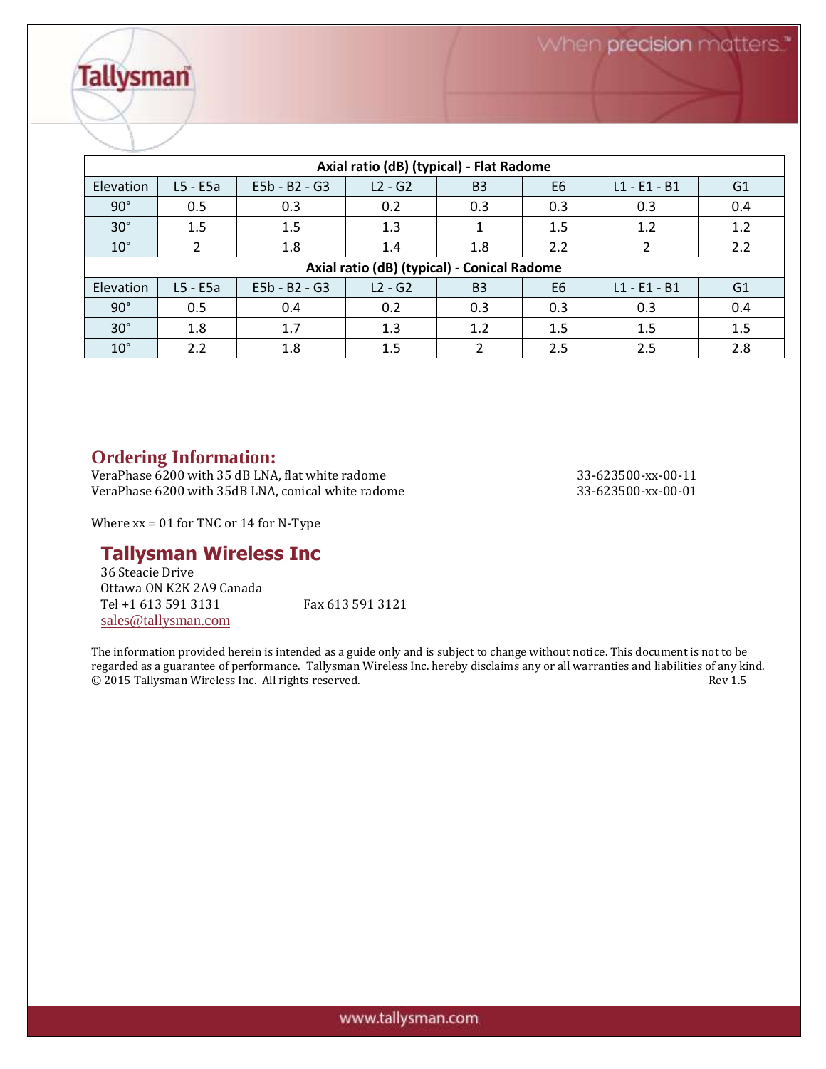| Axial ratio (dB) (typical) - Flat Radome | | | | | | | |
|---|---|---|---|---|---|---|---|
| Elevation | L5 - E5a | E5b - B2 - G3 | L2 - G2 | B3 | E6 | L1 - E1 - B1 | G1 |
| 90° | 0.5 | 0.3 | 0.2 | 0.3 | 0.3 | 0.3 | 0.4 |
| 30° | 1.5 | 1.5 | 1.3 | 1 | 1.5 | 1.2 | 1.2 |
| 10° | 2 | 1.8 | 1.4 | 1.8 | 2.2 | 2 | 2.2 |
| **Axial ratio (dB) (typical) - Conical Radome** | | | | | | | |
| Elevation | L5 - E5a | E5b - B2 - G3 | L2 - G2 | B3 | E6 | L1 - E1 - B1 | G1 |
| 90° | 0.5 | 0.4 | 0.2 | 0.3 | 0.3 | 0.3 | 0.4 |
| 30° | 1.8 | 1.7 | 1.3 | 1.2 | 1.5 | 1.5 | 1.5 |
| 10° | 2.2 | 1.8 | 1.5 | 2 | 2.5 | 2.5 | 2.8 |

## Ordering Information:

VeraPhase 6200 with 35 dB LNA, flat white radome — 33-623500-xx-00-11
VeraPhase 6200 with 35dB LNA, conical white radome — 33-623500-xx-00-01

Where xx = 01 for TNC or 14 for N-Type

### Tallysman Wireless Inc

36 Steacie Drive
Ottawa ON K2K 2A9 Canada
Tel +1 613 591 3131 Fax 613 591 3121
sales@tallysman.com

The information provided herein is intended as a guide only and is subject to change without notice. This document is not to be regarded as a guarantee of performance. Tallysman Wireless Inc. hereby disclaims any or all warranties and liabilities of any kind.
© 2015 Tallysman Wireless Inc. All rights reserved. Rev 1.5